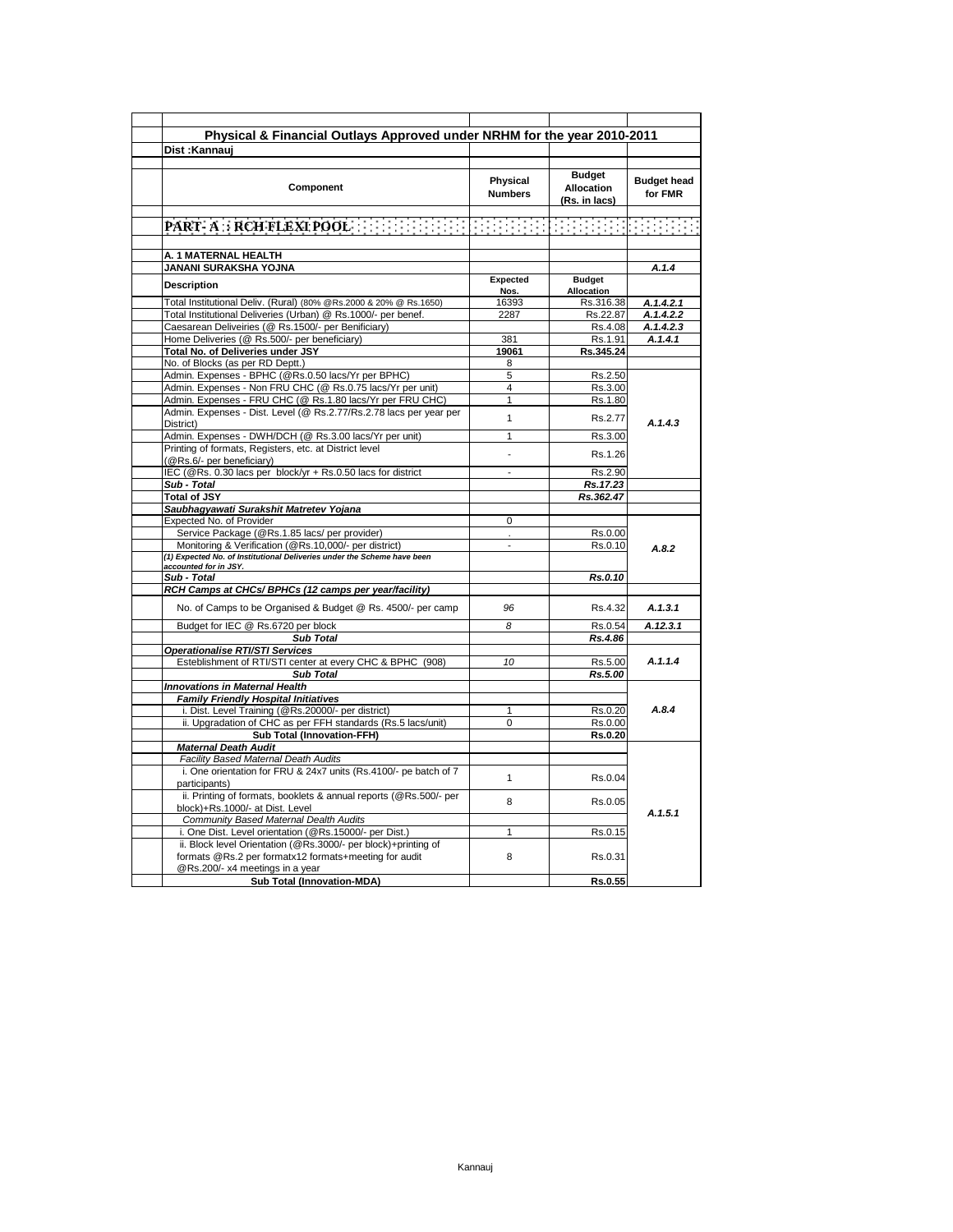## Physical & Financial Outlays Approved under NRHM for the year 2010-2011

**Dist :Kannauj**

| Component | Physical Numbers | Budget Allocation (Rs. in lacs) | Budget head for FMR |
|---|---|---|---|
| **PART- A : RCH FLEXI POOL** | | | |
| **A. 1 MATERNAL HEALTH** | | | |
| **JANANI SURAKSHA YOJNA** | | | *A.1.4* |
| **Description** | **Expected Nos.** | **Budget Allocation** | |
| Total Institutional Deliv. (Rural) (80% @Rs.2000 & 20% @ Rs.1650) | 16393 | Rs.316.38 | *A.1.4.2.1* |
| Total Institutional Deliveries (Urban) @ Rs.1000/- per benef. | 2287 | Rs.22.87 | *A.1.4.2.2* |
| Caesarean Deliveiries (@ Rs.1500/- per Benificiary) | | Rs.4.08 | *A.1.4.2.3* |
| Home Deliveries (@ Rs.500/- per beneficiary) | 381 | Rs.1.91 | *A.1.4.1* |
| **Total No. of Deliveries under JSY** | **19061** | **Rs.345.24** | |
| No. of Blocks (as per RD Deptt.) | 8 | | |
| Admin. Expenses - BPHC (@Rs.0.50 lacs/Yr per BPHC) | 5 | Rs.2.50 | *A.1.4.3* |
| Admin. Expenses - Non FRU CHC (@ Rs.0.75 lacs/Yr per unit) | 4 | Rs.3.00 | |
| Admin. Expenses - FRU CHC (@ Rs.1.80 lacs/Yr per FRU CHC) | 1 | Rs.1.80 | |
| Admin. Expenses - Dist. Level (@ Rs.2.77/Rs.2.78 lacs per year per District) | 1 | Rs.2.77 | |
| Admin. Expenses - DWH/DCH (@ Rs.3.00 lacs/Yr per unit) | 1 | Rs.3.00 | |
| Printing of formats, Registers, etc. at District level (@Rs.6/- per beneficiary) | - | Rs.1.26 | |
| IEC (@Rs. 0.30 lacs per block/yr + Rs.0.50 lacs for district | - | Rs.2.90 | |
| ***Sub - Total*** | | ***Rs.17.23*** | |
| **Total of JSY** | | ***Rs.362.47*** | |
| ***Saubhagyawati Surakshit Matretev Yojana*** | | | |
| Expected No. of Provider | 0 | | *A.8.2* |
| Service Package (@Rs.1.85 lacs/ per provider) | . | Rs.0.00 | |
| Monitoring & Verification (@Rs.10,000/- per district) | - | Rs.0.10 | |
| *(1) Expected No. of Institutional Deliveries under the Scheme have been accounted for in JSY.* | | | |
| ***Sub - Total*** | | ***Rs.0.10*** | |
| ***RCH Camps at CHCs/ BPHCs (12 camps per year/facility)*** | | | |
| No. of Camps to be Organised & Budget @ Rs. 4500/- per camp | *96* | Rs.4.32 | *A.1.3.1* |
| Budget for IEC @ Rs.6720 per block | *8* | Rs.0.54 | *A.12.3.1* |
| ***Sub Total*** | | ***Rs.4.86*** | |
| ***Operationalise RTI/STI Services*** | | | |
| Esteblishment of RTI/STI center at every CHC & BPHC (908) | *10* | Rs.5.00 | *A.1.1.4* |
| ***Sub Total*** | | ***Rs.5.00*** | |
| ***Innovations in Maternal Health*** | | | |
| ***Family Friendly Hospital Initiatives*** | | | *A.8.4* |
| i. Dist. Level Training (@Rs.20000/- per district) | 1 | Rs.0.20 | |
| ii. Upgradation of CHC as per FFH standards (Rs.5 lacs/unit) | 0 | Rs.0.00 | |
| **Sub Total (Innovation-FFH)** | | **Rs.0.20** | |
| ***Maternal Death Audit*** | | | *A.1.5.1* |
| *Facility Based Maternal Death Audits* | | | |
| i. One orientation for FRU & 24x7 units (Rs.4100/- pe batch of 7 participants) | 1 | Rs.0.04 | |
| ii. Printing of formats, booklets & annual reports (@Rs.500/- per block)+Rs.1000/- at Dist. Level | 8 | Rs.0.05 | |
| *Community Based Maternal Dealth Audits* | | | |
| i. One Dist. Level orientation (@Rs.15000/- per Dist.) | 1 | Rs.0.15 | |
| ii. Block level Orientation (@Rs.3000/- per block)+printing of formats @Rs.2 per formatx12 formats+meeting for audit @Rs.200/- x4 meetings in a year | 8 | Rs.0.31 | |
| **Sub Total (Innovation-MDA)** | | **Rs.0.55** | |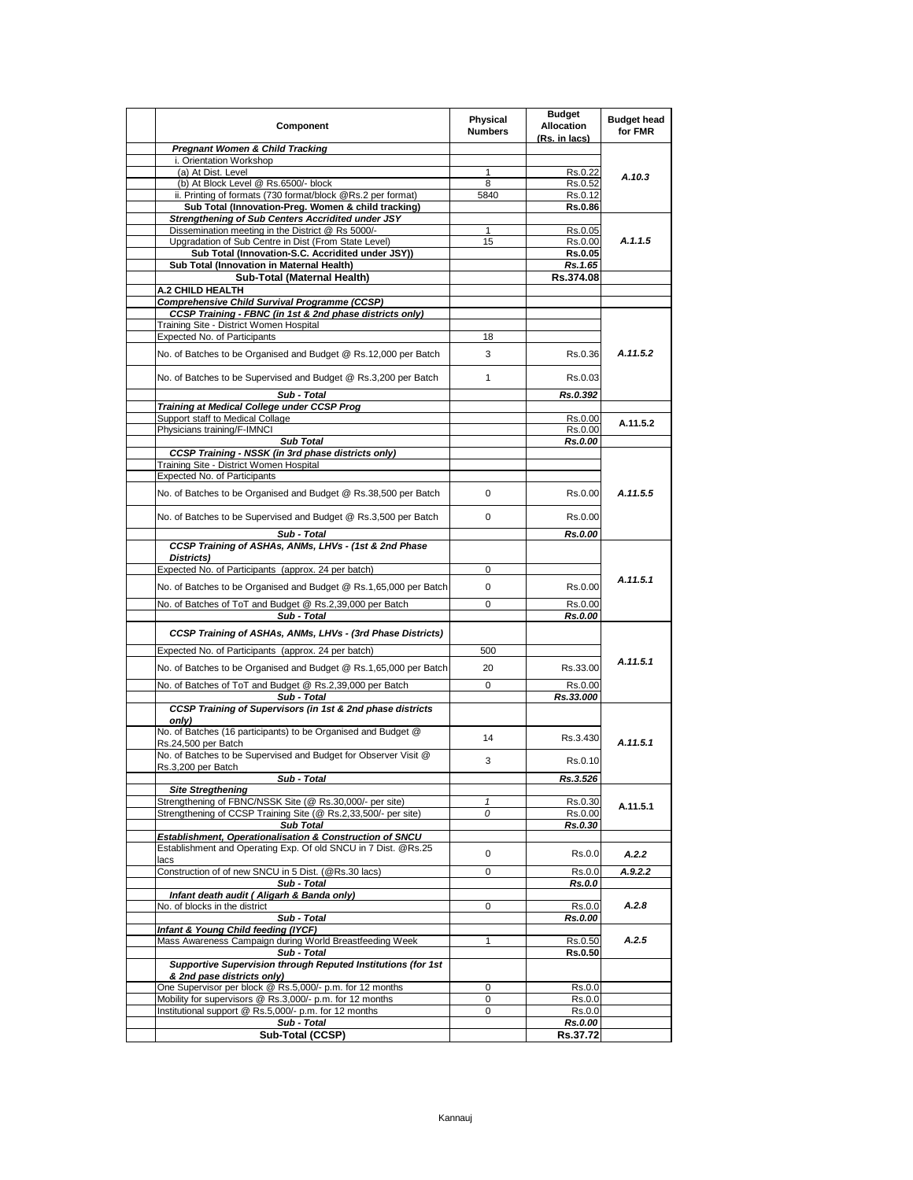| Component | Physical Numbers | Budget Allocation (Rs. in lacs) | Budget head for FMR |
|---|---|---|---|
| ***Pregnant Women & Child Tracking*** | | | |
| i. Orientation Workshop | | | |
| (a) At Dist. Level | 1 | Rs.0.22 | *A.10.3* |
| (b) At Block Level @ Rs.6500/- block | 8 | Rs.0.52 | |
| ii. Printing of formats (730 format/block @Rs.2 per format) | 5840 | Rs.0.12 | |
| **Sub Total (Innovation-Preg. Women & child tracking)** | | **Rs.0.86** | |
| ***Strengthening of Sub Centers Accridited under JSY*** | | | |
| Dissemination meeting in the District @ Rs 5000/- | 1 | Rs.0.05 | *A.1.1.5* |
| Upgradation of Sub Centre in Dist (From State Level) | 15 | Rs.0.00 | |
| **Sub Total (Innovation-S.C. Accridited under JSY))** | | **Rs.0.05** | |
| **Sub Total (Innovation in Maternal Health)** | | ***Rs.1.65*** | |
| **Sub-Total (Maternal Health)** | | **Rs.374.08** | |
| **A.2 CHILD HEALTH** | | | |
| ***Comprehensive Child Survival Programme (CCSP)*** | | | |
| ***CCSP Training - FBNC (in 1st & 2nd phase districts only)*** | | | |
| Training Site - District Women Hospital | | | |
| Expected No. of Participants | 18 | | |
| No. of Batches to be Organised and Budget @ Rs.12,000 per Batch | 3 | Rs.0.36 | *A.11.5.2* |
| No. of Batches to be Supervised and Budget @ Rs.3,200 per Batch | 1 | Rs.0.03 | |
| ***Sub - Total*** | | ***Rs.0.392*** | |
| ***Training at Medical College under CCSP Prog*** | | | |
| Support staff to Medical Collage | | Rs.0.00 | A.11.5.2 |
| Physicians training/F-IMNCI | | Rs.0.00 | |
| ***Sub Total*** | | ***Rs.0.00*** | |
| ***CCSP Training - NSSK (in 3rd phase districts only)*** | | | |
| Training Site - District Women Hospital | | | |
| Expected No. of Participants | | | |
| No. of Batches to be Organised and Budget @ Rs.38,500 per Batch | 0 | Rs.0.00 | *A.11.5.5* |
| No. of Batches to be Supervised and Budget @ Rs.3,500 per Batch | 0 | Rs.0.00 | |
| ***Sub - Total*** | | ***Rs.0.00*** | |
| ***CCSP Training of ASHAs, ANMs, LHVs - (1st & 2nd Phase Districts)*** | | | |
| Expected No. of Participants (approx. 24 per batch) | 0 | | *A.11.5.1* |
| No. of Batches to be Organised and Budget @ Rs.1,65,000 per Batch | 0 | Rs.0.00 | |
| No. of Batches of ToT and Budget @ Rs.2,39,000 per Batch | 0 | Rs.0.00 | |
| ***Sub - Total*** | | ***Rs.0.00*** | |
| ***CCSP Training of ASHAs, ANMs, LHVs - (3rd Phase Districts)*** | | | |
| Expected No. of Participants (approx. 24 per batch) | 500 | | *A.11.5.1* |
| No. of Batches to be Organised and Budget @ Rs.1,65,000 per Batch | 20 | Rs.33.00 | |
| No. of Batches of ToT and Budget @ Rs.2,39,000 per Batch | 0 | Rs.0.00 | |
| ***Sub - Total*** | | ***Rs.33.000*** | |
| ***CCSP Training of Supervisors (in 1st & 2nd phase districts only)*** | | | |
| No. of Batches (16 participants) to be Organised and Budget @ Rs.24,500 per Batch | 14 | Rs.3.430 | *A.11.5.1* |
| No. of Batches to be Supervised and Budget for Observer Visit @ Rs.3,200 per Batch | 3 | Rs.0.10 | |
| ***Sub - Total*** | | ***Rs.3.526*** | |
| ***Site Stregthening*** | | | |
| Strengthening of FBNC/NSSK Site (@ Rs.30,000/- per site) | *1* | Rs.0.30 | A.11.5.1 |
| Strengthening of CCSP Training Site (@ Rs.2,33,500/- per site) | *0* | Rs.0.00 | |
| ***Sub Total*** | | ***Rs.0.30*** | |
| ***Establishment, Operationalisation & Construction of SNCU*** | | | |
| Establishment and Operating Exp. Of old SNCU in 7 Dist. @Rs.25 lacs | 0 | Rs.0.0 | *A.2.2* |
| Construction of of new SNCU in 5 Dist. (@Rs.30 lacs) | 0 | Rs.0.0 | *A.9.2.2* |
| ***Sub - Total*** | | ***Rs.0.0*** | |
| ***Infant death audit ( Aligarh & Banda only)*** | | | |
| No. of blocks in the district | 0 | Rs.0.0 | *A.2.8* |
| ***Sub - Total*** | | ***Rs.0.00*** | |
| ***Infant & Young Child feeding (IYCF)*** | | | |
| Mass Awareness Campaign during World Breastfeeding Week | 1 | Rs.0.50 | *A.2.5* |
| ***Sub - Total*** | | **Rs.0.50** | |
| ***Supportive Supervision through Reputed Institutions (for 1st & 2nd pase districts only)*** | | | |
| One Supervisor per block @ Rs.5,000/- p.m. for 12 months | 0 | Rs.0.0 | |
| Mobility for supervisors @ Rs.3,000/- p.m. for 12 months | 0 | Rs.0.0 | |
| Institutional support @ Rs.5,000/- p.m. for 12 months | 0 | Rs.0.0 | |
| ***Sub - Total*** | | ***Rs.0.00*** | |
| **Sub-Total (CCSP)** | | **Rs.37.72** | |

Kannauj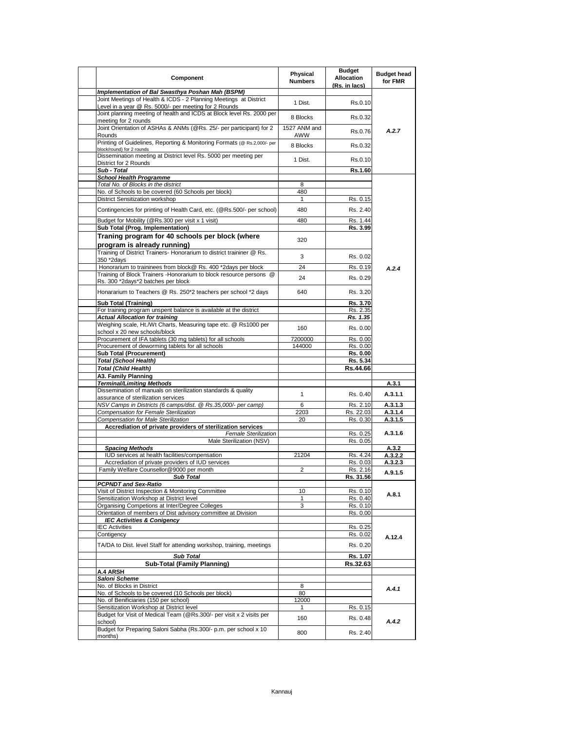| Component | Physical Numbers | Budget Allocation (Rs. in lacs) | Budget head for FMR |
|---|---|---|---|
| ***Implementation of Bal Swasthya Poshan Mah (BSPM)*** | | | |
| Joint Meetings of Health & ICDS - 2 Planning Meetings at District Level in a year @ Rs. 5000/- per meeting for 2 Rounds | 1 Dist. | Rs.0.10 | ***A.2.7*** |
| Joint planning meeting of health and ICDS at Block level Rs. 2000 per meeting for 2 rounds | 8 Blocks | Rs.0.32 | |
| Joint Orientation of ASHAs & ANMs (@Rs. 25/- per participant) for 2 Rounds | 1527 ANM and AWW | Rs.0.76 | |
| Printing of Guidelines, Reporting & Monitoring Formats (@ Rs.2,000/- per block/round) for 2 rounds | 8 Blocks | Rs.0.32 | |
| Dissemination meeting at District level Rs. 5000 per meeting per District for 2 Rounds | 1 Dist. | Rs.0.10 | |
| ***Sub - Total*** | | **Rs.1.60** | |
| ***School Health Programme*** | | | ***A.2.4*** |
| *Total No. of Blocks in the district* | 8 | | |
| No. of Schools to be covered (60 Schools per block) | 480 | | |
| District Sensitization workshop | 1 | Rs. 0.15 | |
| Contingencies for printing of Health Card, etc. (@Rs.500/- per school) | 480 | Rs. 2.40 | |
| Budget for Mobility (@Rs.300 per visit x 1 visit) | 480 | Rs. 1.44 | |
| **Sub Total (Prog. Implementation)** | | **Rs. 3.99** | |
| **Traning program for 40 schools per block (where program is already running)** | 320 | | |
| Training of District Trainers- Honorarium to district traininer @ Rs. 350 *2days | 3 | Rs. 0.02 | |
| Honorarium to traininees from block@ Rs. 400 *2days per block | 24 | Rs. 0.19 | |
| Training of Block Trainers -Honorarium to block resource persons @ Rs. 300 *2days*2 batches per block | 24 | Rs. 0.29 | |
| Honararium to Teachers @ Rs. 250*2 teachers per school *2 days | 640 | Rs. 3.20 | |
| **Sub Total (Training)** | | **Rs. 3.70** | |
| For training program unspent balance is available at the district | | Rs. 2.35 | |
| ***Actual Allocation for training*** | | ***Rs. 1.35*** | |
| Weighing scale, Ht./Wt Charts, Measuring tape etc. @ Rs1000 per school x 20 new schools/block | 160 | Rs. 0.00 | |
| Procurement of IFA tablets (30 mg tablets) for all schools | 7200000 | Rs. 0.00 | |
| Procurement of deworming tablets for all schools | 144000 | Rs. 0.00 | |
| **Sub Total (Procurement)** | | **Rs. 0.00** | |
| ***Total (School Health)*** | | **Rs. 5.34** | |
| ***Total (Child Health)*** | | **Rs.44.66** | |
| **A3. Family Planning** | | | |
| ***Terminal/Limiting Methods*** | | | **A.3.1** |
| Dissemination of manuals on sterilization standards & quality assurance of sterilization services | 1 | Rs. 0.40 | **A.3.1.1** |
| *NSV Camps in Districts (6 camps/dist. @ Rs.35,000/- per camp)* | 6 | Rs. 2.10 | **A.3.1.3** |
| *Compensation for Female Sterilization* | 2203 | Rs. 22.03 | **A.3.1.4** |
| *Compensation for Male Sterilization* | 20 | Rs. 0.30 | **A.3.1.5** |
| **Accrediation of private providers of sterilization services** | | | **A.3.1.6** |
| *Female Sterilization* | | Rs. 0.25 | |
| Male Sterilization (NSV) | | Rs. 0.05 | |
| ***Spacing Methods*** | | | **A.3.2** |
| IUD services at health facilities/compensation | 21204 | Rs. 4.24 | **A.3.2.2** |
| Accrediation of private providers of IUD services | | Rs. 0.03 | **A.3.2.3** |
| Family Welfare Counsellor@9000 per month | 2 | Rs. 2.16 | **A.9.1.5** |
| ***Sub Total*** | | **Rs. 31.56** | |
| ***PCPNDT and Sex-Ratio*** | | | |
| Visit of District Inspection & Monitoring Committee | 10 | Rs. 0.10 | **A.8.1** |
| Sensitization Workshop at District level | 1 | Rs. 0.40 | |
| Organising Competions at Inter/Degree Colleges | 3 | Rs. 0.10 | |
| Orientation of members of Dist advisory committee at Division | | Rs. 0.00 | |
| ***IEC Activities & Conigency*** | | | **A.12.4** |
| IEC Activities | | Rs. 0.25 | |
| Contigency | | Rs. 0.02 | |
| TA/DA to Dist. level Staff for attending workshop, training, meetings | | Rs. 0.20 | |
| ***Sub Total*** | | **Rs. 1.07** | |
| **Sub-Total (Family Planning)** | | **Rs.32.63** | |
| **A.4 ARSH** | | | |
| ***Saloni Scheme*** | | | |
| No. of Blocks in District | 8 | | ***A.4.1*** |
| No. of Schools to be covered (10 Schools per block) | 80 | | |
| No. of Benificiaries (150 per school) | 12000 | | |
| Sensitization Workshop at District level | 1 | Rs. 0.15 | ***A.4.2*** |
| Budget for Visit of Medical Team (@Rs.300/- per visit x 2 visits per school) | 160 | Rs. 0.48 | |
| Budget for Preparing Saloni Sabha (Rs.300/- p.m. per school x 10 months) | 800 | Rs. 2.40 | |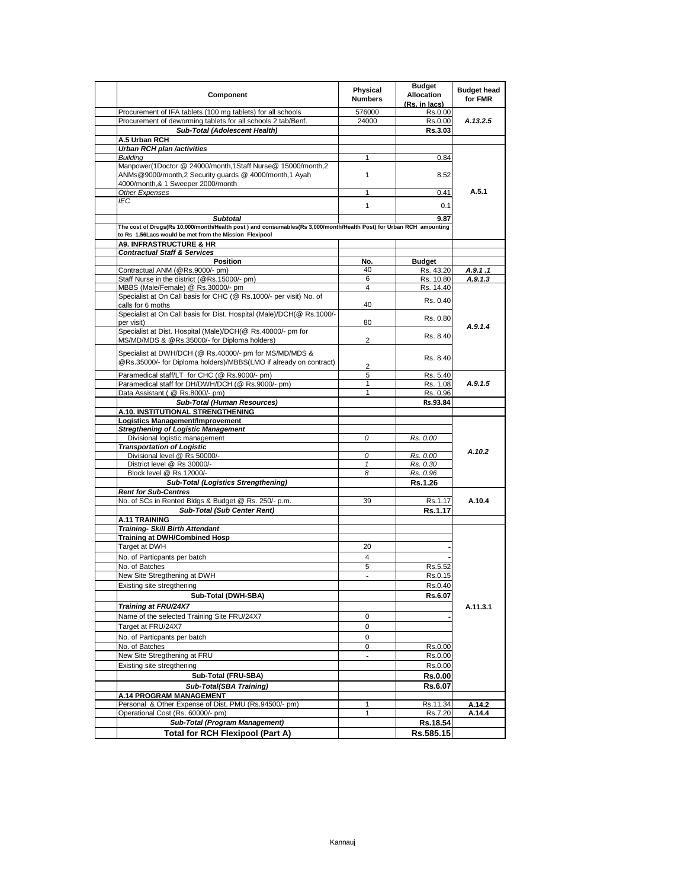| Component | Physical Numbers | Budget Allocation (Rs. in lacs) | Budget head for FMR |
|---|---|---|---|
| Procurement of IFA tablets (100 mg tablets) for all schools | 576000 | Rs.0.00 | |
| Procurement of deworming tablets for all schools 2 tab/Benf. | 24000 | Rs.0.00 | *A.13.2.5* |
| ***Sub-Total (Adolescent Health)*** | | **Rs.3.03** | |
| **A.5 Urban RCH** | | | |
| ***Urban RCH plan /activities*** | | | |
| *Building* | 1 | 0.84 | |
| Manpower(1Doctor @ 24000/month,1Staff Nurse@ 15000/month,2 ANMs@9000/month,2 Security guards @ 4000/month,1 Ayah 4000/month,& 1 Sweeper 2000/month | 1 | 8.52 | |
| *Other Expenses* | 1 | 0.41 | **A.5.1** |
| *IEC* | 1 | 0.1 | |
| ***Subtotal*** | | **9.87** | |
| **The cost of Drugs(Rs 10,000/month/Health post ) and consumables(Rs 3,000/month/Health Post) for Urban RCH amounting to Rs 1.56Lacs would be met from the Mission Flexipool** | | | |
| **A9. INFRASTRUCTURE & HR** | | | |
| ***Contractual Staff & Services*** | | | |
| **Position** | **No.** | **Budget** | |
| Contractual ANM (@Rs.9000/- pm) | 40 | Rs. 43.20 | *A.9.1 .1* |
| Staff Nurse in the district (@Rs.15000/- pm) | 6 | Rs. 10.80 | *A.9.1.3* |
| MBBS (Male/Female) @ Rs.30000/- pm | 4 | Rs. 14.40 | |
| Specialist at On Call basis for CHC (@ Rs.1000/- per visit) No. of calls for 6 moths | 40 | Rs. 0.40 | |
| Specialist at On Call basis for Dist. Hospital (Male)/DCH(@ Rs.1000/- per visit) | 80 | Rs. 0.80 | *A.9.1.4* |
| Specialist at Dist. Hospital (Male)/DCH(@ Rs.40000/- pm for MS/MD/MDS & @Rs.35000/- for Diploma holders) | 2 | Rs. 8.40 | |
| Specialist at DWH/DCH (@ Rs.40000/- pm for MS/MD/MDS & @Rs.35000/- for Diploma holders)/MBBS(LMO if already on contract) | 2 | Rs. 8.40 | |
| Paramedical staff/LT for CHC (@ Rs.9000/- pm) | 5 | Rs. 5.40 | |
| Paramedical staff for DH/DWH/DCH (@ Rs.9000/- pm) | 1 | Rs. 1.08 | *A.9.1.5* |
| Data Assistant ( @ Rs.8000/- pm) | 1 | Rs. 0.96 | |
| ***Sub-Total (Human Resources)*** | | **Rs.93.84** | |
| **A.10. INSTITUTIONAL STRENGTHENING** | | | |
| **Logistics Management/Improvement** | | | |
| ***Streghtening of Logistic Management*** | | | |
| Divisional logistic management | *0* | *Rs. 0.00* | |
| ***Transportation of Logistic*** | | | *A.10.2* |
| Divisional level @ Rs 50000/- | *0* | *Rs. 0.00* | |
| District level @ Rs 30000/- | *1* | *Rs. 0.30* | |
| Block level @ Rs 12000/- | *8* | *Rs. 0.96* | |
| ***Sub-Total (Logistics Strengthening)*** | | **Rs.1.26** | |
| ***Rent for Sub-Centres*** | | | |
| No. of SCs in Rented Bldgs & Budget @ Rs. 250/- p.m. | 39 | Rs.1.17 | **A.10.4** |
| ***Sub-Total (Sub Center Rent)*** | | **Rs.1.17** | |
| **A.11 TRAINING** | | | |
| ***Training- Skill Birth Attendant*** | | | |
| **Training at DWH/Combined Hosp** | | | |
| Target at DWH | 20 | - | |
| No. of Particpants per batch | 4 | - | |
| No. of Batches | 5 | Rs.5.52 | |
| New Site Stregthening at DWH | - | Rs.0.15 | |
| Existing site stregthening | | Rs.0.40 | |
| **Sub-Total (DWH-SBA)** | | **Rs.6.07** | |
| ***Training at FRU/24X7*** | | | **A.11.3.1** |
| Name of the selected Training Site FRU/24X7 | 0 | - | |
| Target at FRU/24X7 | 0 | | |
| No. of Particpants per batch | 0 | | |
| No. of Batches | 0 | Rs.0.00 | |
| New Site Stregthening at FRU | - | Rs.0.00 | |
| Existing site stregthening | | Rs.0.00 | |
| **Sub-Total (FRU-SBA)** | | **Rs.0.00** | |
| ***Sub-Total(SBA Training)*** | | **Rs.6.07** | |
| **A.14 PROGRAM MANAGEMENT** | | | |
| Personal & Other Expense of Dist. PMU (Rs.94500/- pm) | 1 | Rs.11.34 | **A.14.2** |
| Operational Cost (Rs. 60000/- pm) | 1 | Rs.7.20 | **A.14.4** |
| ***Sub-Total (Program Management)*** | | **Rs.18.54** | |
| **Total for RCH Flexipool (Part A)** | | **Rs.585.15** | |

Kannauj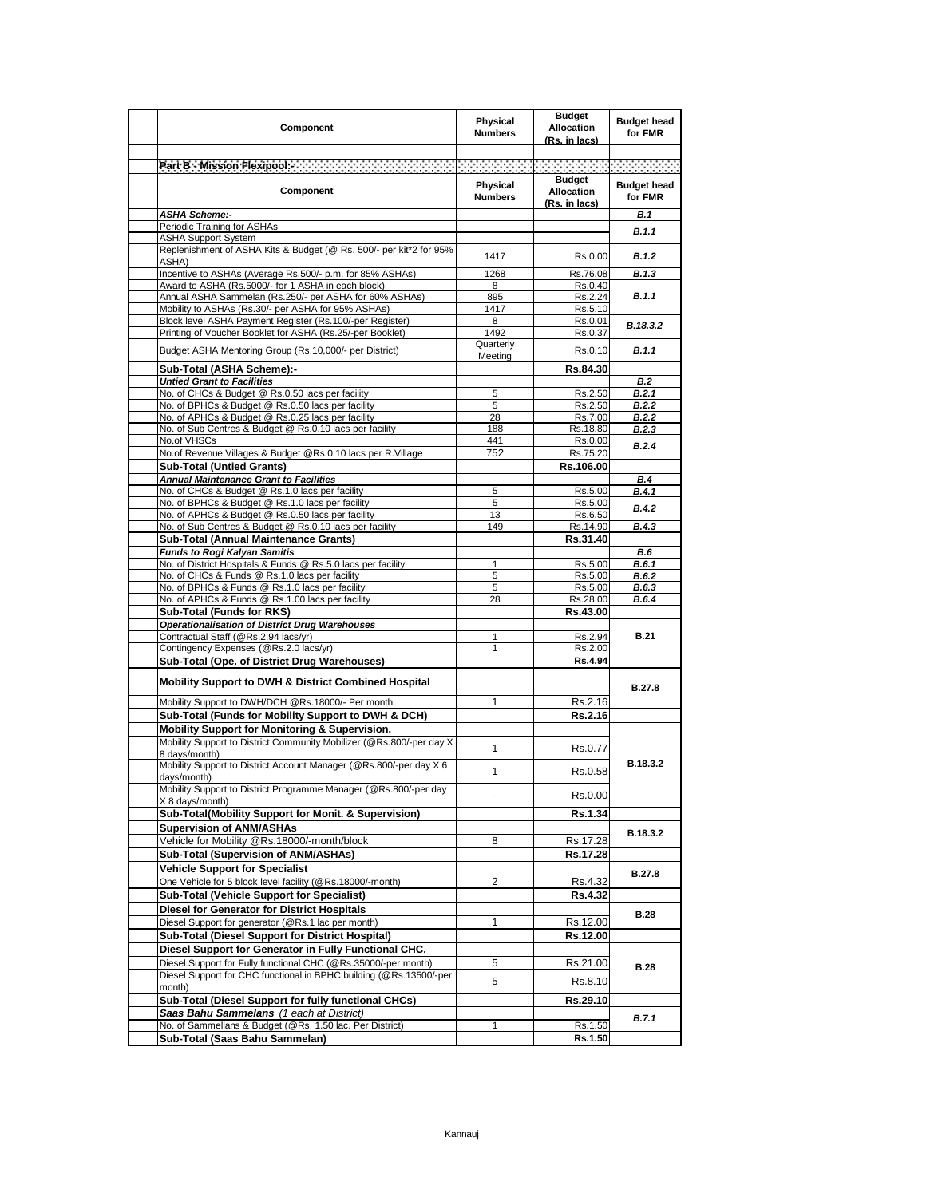| Component | Physical Numbers | Budget Allocation (Rs. in lacs) | Budget head for FMR |
|---|---|---|---|
| | | | |
| **Part B - Mission Flexipool:-** | | | |
| **Component** | **Physical Numbers** | **Budget Allocation (Rs. in lacs)** | **Budget head for FMR** |
| ***ASHA Scheme:-*** | | | ***B.1*** |
| Periodic Training for ASHAs | | | ***B.1.1*** |
| ASHA Support System | | | |
| Replenishment of ASHA Kits & Budget (@ Rs. 500/- per kit*2 for 95% ASHA) | 1417 | Rs.0.00 | ***B.1.2*** |
| Incentive to ASHAs (Average Rs.500/- p.m. for 85% ASHAs) | 1268 | Rs.76.08 | ***B.1.3*** |
| Award to ASHA (Rs.5000/- for 1 ASHA in each block) | 8 | Rs.0.40 | ***B.1.1*** |
| Annual ASHA Sammelan (Rs.250/- per ASHA for 60% ASHAs) | 895 | Rs.2.24 | |
| Mobility to ASHAs (Rs.30/- per ASHA for 95% ASHAs) | 1417 | Rs.5.10 | |
| Block level ASHA Payment Register (Rs.100/-per Register) | 8 | Rs.0.01 | ***B.18.3.2*** |
| Printing of Voucher Booklet for ASHA (Rs.25/-per Booklet) | 1492 | Rs.0.37 | |
| Budget ASHA Mentoring Group (Rs.10,000/- per District) | Quarterly Meeting | Rs.0.10 | ***B.1.1*** |
| **Sub-Total (ASHA Scheme):-** | | **Rs.84.30** | |
| ***Untied Grant to Facilities*** | | | ***B.2*** |
| No. of CHCs & Budget @ Rs.0.50 lacs per facility | 5 | Rs.2.50 | ***B.2.1*** |
| No. of BPHCs & Budget @ Rs.0.50 lacs per facility | 5 | Rs.2.50 | ***B.2.2*** |
| No. of APHCs & Budget @ Rs.0.25 lacs per facility | 28 | Rs.7.00 | ***B.2.2*** |
| No. of Sub Centres & Budget @ Rs.0.10 lacs per facility | 188 | Rs.18.80 | ***B.2.3*** |
| No.of VHSCs | 441 | Rs.0.00 | ***B.2.4*** |
| No.of Revenue Villages & Budget @Rs.0.10 lacs per R.Village | 752 | Rs.75.20 | |
| **Sub-Total (Untied Grants)** | | **Rs.106.00** | |
| ***Annual Maintenance Grant to Facilities*** | | | ***B.4*** |
| No. of CHCs & Budget @ Rs.1.0 lacs per facility | 5 | Rs.5.00 | ***B.4.1*** |
| No. of BPHCs & Budget @ Rs.1.0 lacs per facility | 5 | Rs.5.00 | ***B.4.2*** |
| No. of APHCs & Budget @ Rs.0.50 lacs per facility | 13 | Rs.6.50 | |
| No. of Sub Centres & Budget @ Rs.0.10 lacs per facility | 149 | Rs.14.90 | ***B.4.3*** |
| **Sub-Total (Annual Maintenance Grants)** | | **Rs.31.40** | |
| ***Funds to Rogi Kalyan Samitis*** | | | ***B.6*** |
| No. of District Hospitals & Funds @ Rs.5.0 lacs per facility | 1 | Rs.5.00 | ***B.6.1*** |
| No. of CHCs & Funds @ Rs.1.0 lacs per facility | 5 | Rs.5.00 | ***B.6.2*** |
| No. of BPHCs & Funds @ Rs.1.0 lacs per facility | 5 | Rs.5.00 | ***B.6.3*** |
| No. of APHCs & Funds @ Rs.1.00 lacs per facility | 28 | Rs.28.00 | ***B.6.4*** |
| **Sub-Total (Funds for RKS)** | | **Rs.43.00** | |
| ***Operationalisation of District Drug Warehouses*** | | | **B.21** |
| Contractual Staff (@Rs.2.94 lacs/yr) | 1 | Rs.2.94 | |
| Contingency Expenses (@Rs.2.0 lacs/yr) | 1 | Rs.2.00 | |
| **Sub-Total (Ope. of District Drug Warehouses)** | | **Rs.4.94** | |
| **Mobility Support to DWH & District Combined Hospital** | | | **B.27.8** |
| Mobility Support to DWH/DCH @Rs.18000/- Per month. | 1 | Rs.2.16 | |
| **Sub-Total (Funds for Mobility Support to DWH & DCH)** | | **Rs.2.16** | |
| **Mobility Support for Monitoring & Supervision.** | | | **B.18.3.2** |
| Mobility Support to District Community Mobilizer (@Rs.800/-per day X 8 days/month) | 1 | Rs.0.77 | |
| Mobility Support to District Account Manager (@Rs.800/-per day X 6 days/month) | 1 | Rs.0.58 | |
| Mobility Support to District Programme Manager (@Rs.800/-per day X 8 days/month) | - | Rs.0.00 | |
| **Sub-Total(Mobility Support for Monit. & Supervision)** | | **Rs.1.34** | |
| **Supervision of ANM/ASHAs** | | | **B.18.3.2** |
| Vehicle for Mobility @Rs.18000/-month/block | 8 | Rs.17.28 | |
| **Sub-Total (Supervision of ANM/ASHAs)** | | **Rs.17.28** | |
| **Vehicle Support for Specialist** | | | **B.27.8** |
| One Vehicle for 5 block level facility (@Rs.18000/-month) | 2 | Rs.4.32 | |
| **Sub-Total (Vehicle Support for Specialist)** | | **Rs.4.32** | |
| **Diesel for Generator for District Hospitals** | | | **B.28** |
| Diesel Support for generator (@Rs.1 lac per month) | 1 | Rs.12.00 | |
| **Sub-Total (Diesel Support for District Hospital)** | | **Rs.12.00** | |
| **Diesel Support for Generator in Fully Functional CHC.** | | | **B.28** |
| Diesel Support for Fully functional CHC (@Rs.35000/-per month) | 5 | Rs.21.00 | |
| Diesel Support for CHC functional in BPHC building (@Rs.13500/-per month) | 5 | Rs.8.10 | |
| **Sub-Total (Diesel Support for fully functional CHCs)** | | **Rs.29.10** | |
| ***Saas Bahu Sammelans*** *(1 each at District)* | | | ***B.7.1*** |
| No. of Sammellans & Budget (@Rs. 1.50 lac. Per District) | 1 | Rs.1.50 | |
| **Sub-Total (Saas Bahu Sammelan)** | | **Rs.1.50** | |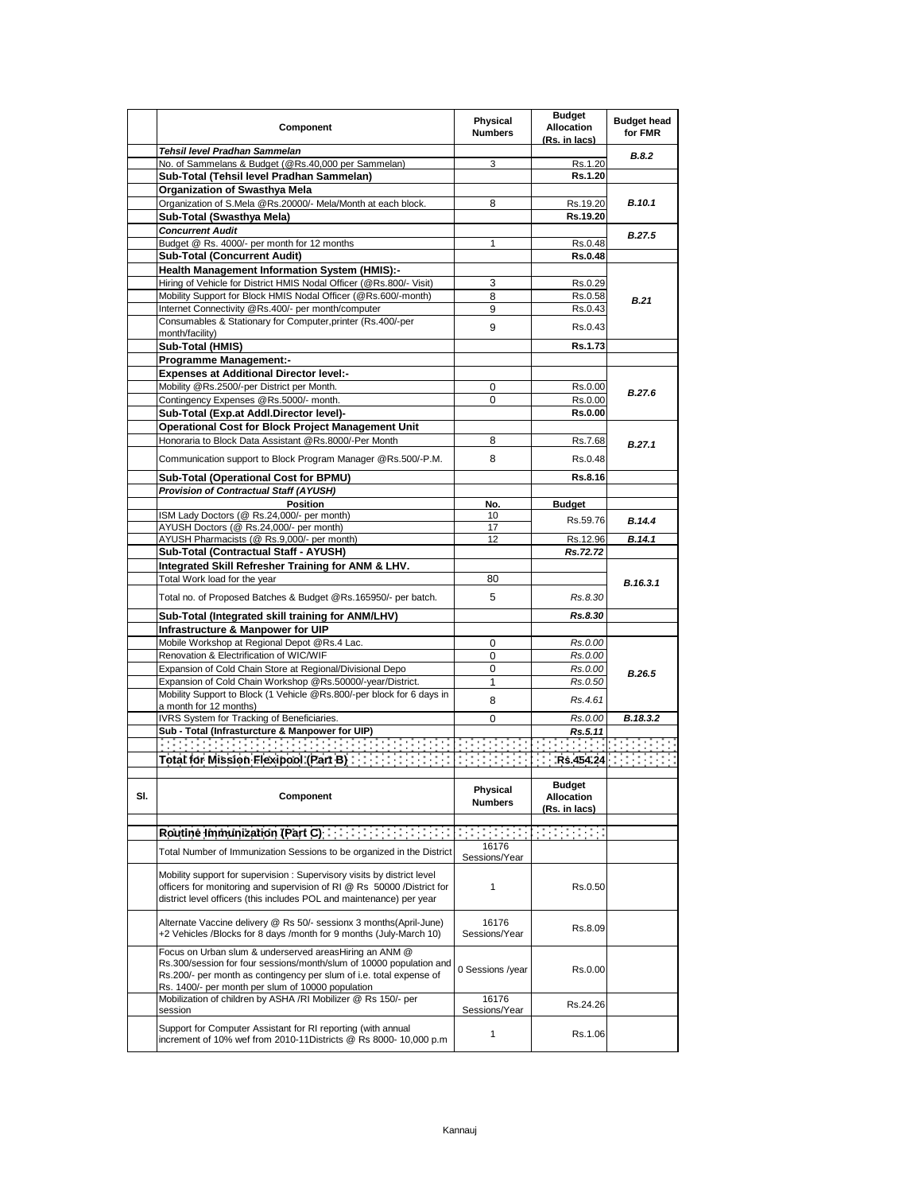| | Component | Physical Numbers | Budget Allocation (Rs. in lacs) | Budget head for FMR |
|---|---|---|---|---|
| | ***Tehsil level Pradhan Sammelan*** | | | ***B.8.2*** |
| | No. of Sammelans & Budget (@Rs.40,000 per Sammelan) | 3 | Rs.1.20 | |
| | **Sub-Total (Tehsil level Pradhan Sammelan)** | | **Rs.1.20** | |
| | **Organization of Swasthya Mela** | | | ***B.10.1*** |
| | Organization of S.Mela @Rs.20000/- Mela/Month at each block. | 8 | Rs.19.20 | |
| | **Sub-Total (Swasthya Mela)** | | **Rs.19.20** | |
| | ***Concurrent Audit*** | | | ***B.27.5*** |
| | Budget @ Rs. 4000/- per month for 12 months | 1 | Rs.0.48 | |
| | **Sub-Total (Concurrent Audit)** | | **Rs.0.48** | |
| | **Health Management Information System (HMIS):-** | | | ***B.21*** |
| | Hiring of Vehicle for District HMIS Nodal Officer (@Rs.800/- Visit) | 3 | Rs.0.29 | |
| | Mobility Support for Block HMIS Nodal Officer (@Rs.600/-month) | 8 | Rs.0.58 | |
| | Internet Connectivity @Rs.400/- per month/computer | 9 | Rs.0.43 | |
| | Consumables & Stationary for Computer,printer (Rs.400/-per month/facility) | 9 | Rs.0.43 | |
| | **Sub-Total (HMIS)** | | **Rs.1.73** | |
| | **Programme Management:-** | | | |
| | **Expenses at Additional Director level:-** | | | ***B.27.6*** |
| | Mobility @Rs.2500/-per District per Month. | 0 | Rs.0.00 | |
| | Contingency Expenses @Rs.5000/- month. | 0 | Rs.0.00 | |
| | **Sub-Total (Exp.at Addl.Director level)-** | | **Rs.0.00** | |
| | **Operational Cost for Block Project Management Unit** | | | ***B.27.1*** |
| | Honoraria to Block Data Assistant @Rs.8000/-Per Month | 8 | Rs.7.68 | |
| | Communication support to Block Program Manager @Rs.500/-P.M. | 8 | Rs.0.48 | |
| | **Sub-Total (Operational Cost for BPMU)** | | **Rs.8.16** | |
| | ***Provision of Contractual Staff (AYUSH)*** | | | |
| | **Position** | **No.** | **Budget** | |
| | ISM Lady Doctors (@ Rs.24,000/- per month) | 10 | Rs.59.76 | ***B.14.4*** |
| | AYUSH Doctors (@ Rs.24,000/- per month) | 17 | | |
| | AYUSH Pharmacists (@ Rs.9,000/- per month) | 12 | Rs.12.96 | ***B.14.1*** |
| | **Sub-Total (Contractual Staff - AYUSH)** | | ***Rs.72.72*** | |
| | **Integrated Skill Refresher Training for ANM & LHV.** | | | ***B.16.3.1*** |
| | Total Work load for the year | 80 | | |
| | Total no. of Proposed Batches & Budget @Rs.165950/- per batch. | 5 | *Rs.8.30* | |
| | **Sub-Total (Integrated skill training for ANM/LHV)** | | ***Rs.8.30*** | |
| | **Infrastructure & Manpower for UIP** | | | ***B.26.5*** |
| | Mobile Workshop at Regional Depot @Rs.4 Lac. | 0 | *Rs.0.00* | |
| | Renovation & Electrification of WIC/WIF | 0 | *Rs.0.00* | |
| | Expansion of Cold Chain Store at Regional/Divisional Depo | 0 | *Rs.0.00* | |
| | Expansion of Cold Chain Workshop @Rs.50000/-year/District. | 1 | *Rs.0.50* | |
| | Mobility Support to Block (1 Vehicle @Rs.800/-per block for 6 days in a month for 12 months) | 8 | *Rs.4.61* | |
| | IVRS System for Tracking of Beneficiaries. | 0 | *Rs.0.00* | ***B.18.3.2*** |
| | **Sub - Total (Infrasturcture & Manpower for UIP)** | | ***Rs.5.11*** | |
| | **Total for Mission Flexipool (Part B)** | | **Rs.454.24** | |

| Sl. | Component | Physical Numbers | Budget Allocation (Rs. in lacs) | |
|---|---|---|---|---|
| | **Routine Immunization (Part C)** | | | |
| | Total Number of Immunization Sessions to be organized in the District | 16176 Sessions/Year | | |
| | Mobility support for supervision : Supervisory visits by district level officers for monitoring and supervision of RI @ Rs 50000 /District for district level officers (this includes POL and maintenance) per year | 1 | Rs.0.50 | |
| | Alternate Vaccine delivery @ Rs 50/- sessionx 3 months(April-June) +2 Vehicles /Blocks for 8 days /month for 9 months (July-March 10) | 16176 Sessions/Year | Rs.8.09 | |
| | Focus on Urban slum & underserved areasHiring an ANM @ Rs.300/session for four sessions/month/slum of 10000 population and Rs.200/- per month as contingency per slum of i.e. total expense of Rs. 1400/- per month per slum of 10000 population | 0 Sessions /year | Rs.0.00 | |
| | Mobilization of children by ASHA /RI Mobilizer @ Rs 150/- per session | 16176 Sessions/Year | Rs.24.26 | |
| | Support for Computer Assistant for RI reporting (with annual increment of 10% wef from 2010-11Districts @ Rs 8000- 10,000 p.m | 1 | Rs.1.06 | |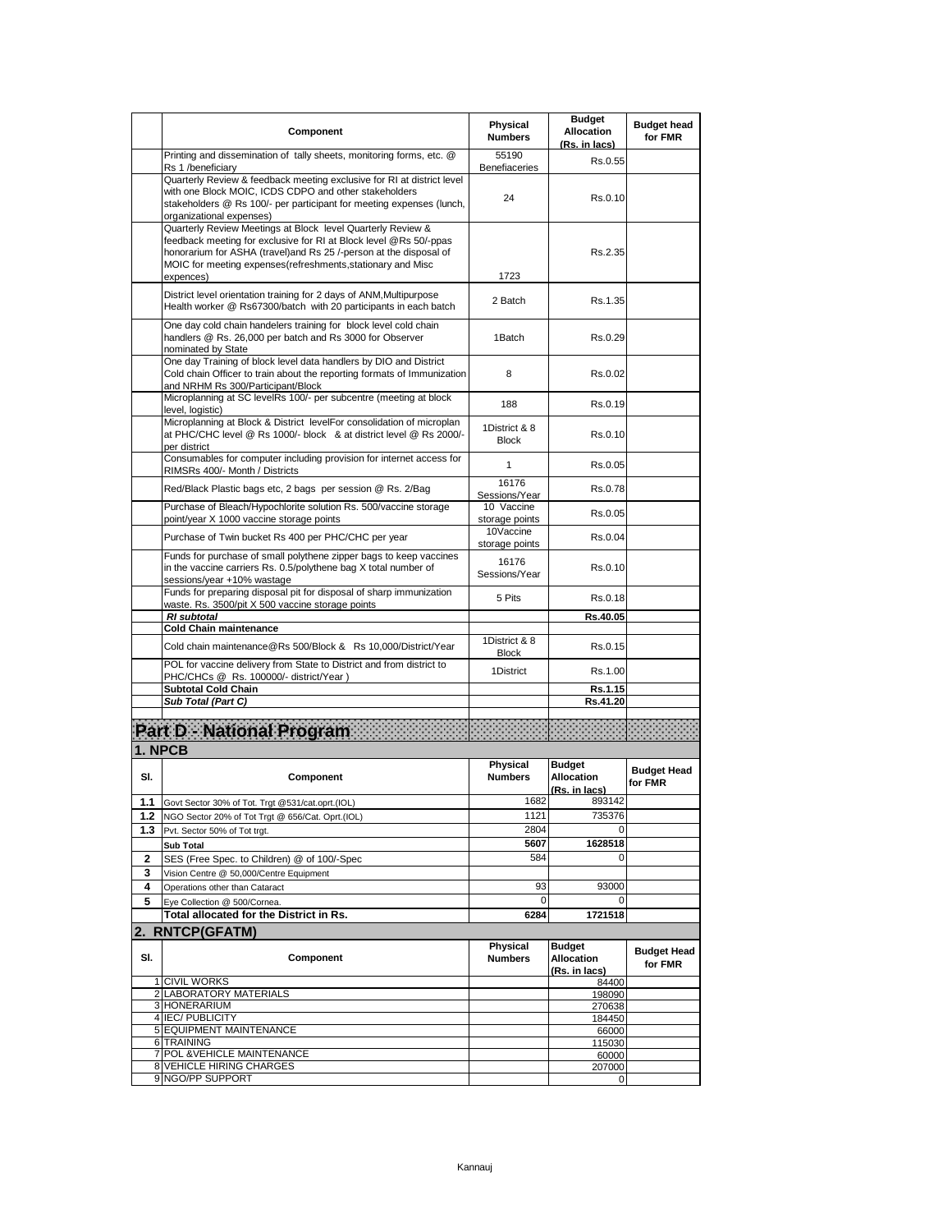| | Component | Physical Numbers | Budget Allocation (Rs. in lacs) | Budget head for FMR |
|---|---|---|---|---|
| | Printing and dissemination of tally sheets, monitoring forms, etc. @ Rs 1 /beneficiary | 55190 Benefiaceries | Rs.0.55 | |
| | Quarterly Review & feedback meeting exclusive for RI at district level with one Block MOIC, ICDS CDPO and other stakeholders stakeholders @ Rs 100/- per participant for meeting expenses (lunch, organizational expenses) | 24 | Rs.0.10 | |
| | Quarterly Review Meetings at Block level Quarterly Review & feedback meeting for exclusive for RI at Block level @Rs 50/-ppas honorarium for ASHA (travel)and Rs 25 /-person at the disposal of MOIC for meeting expenses(refreshments,stationary and Misc expences) | 1723 | Rs.2.35 | |
| | District level orientation training for 2 days of ANM,Multipurpose Health worker @ Rs67300/batch with 20 participants in each batch | 2 Batch | Rs.1.35 | |
| | One day cold chain handelers training for block level cold chain handlers @ Rs. 26,000 per batch and Rs 3000 for Observer nominated by State | 1Batch | Rs.0.29 | |
| | One day Training of block level data handlers by DIO and District Cold chain Officer to train about the reporting formats of Immunization and NRHM Rs 300/Participant/Block | 8 | Rs.0.02 | |
| | Microplanning at SC levelRs 100/- per subcentre (meeting at block level, logistic) | 188 | Rs.0.19 | |
| | Microplanning at Block & District levelFor consolidation of microplan at PHC/CHC level @ Rs 1000/- block & at district level @ Rs 2000/- per district | 1District & 8 Block | Rs.0.10 | |
| | Consumables for computer including provision for internet access for RIMSRs 400/- Month / Districts | 1 | Rs.0.05 | |
| | Red/Black Plastic bags etc, 2 bags per session @ Rs. 2/Bag | 16176 Sessions/Year | Rs.0.78 | |
| | Purchase of Bleach/Hypochlorite solution Rs. 500/vaccine storage point/year X 1000 vaccine storage points | 10 Vaccine storage points | Rs.0.05 | |
| | Purchase of Twin bucket Rs 400 per PHC/CHC per year | 10Vaccine storage points | Rs.0.04 | |
| | Funds for purchase of small polythene zipper bags to keep vaccines in the vaccine carriers Rs. 0.5/polythene bag X total number of sessions/year +10% wastage | 16176 Sessions/Year | Rs.0.10 | |
| | Funds for preparing disposal pit for disposal of sharp immunization waste. Rs. 3500/pit X 500 vaccine storage points | 5 Pits | Rs.0.18 | |
| | ***RI subtotal*** | | **Rs.40.05** | |
| | **Cold Chain maintenance** | | | |
| | Cold chain maintenance@Rs 500/Block & Rs 10,000/District/Year | 1District & 8 Block | Rs.0.15 | |
| | POL for vaccine delivery from State to District and from district to PHC/CHCs @ Rs. 100000/- district/Year ) | 1District | Rs.1.00 | |
| | **Subtotal Cold Chain** | | **Rs.1.15** | |
| | ***Sub Total (Part C)*** | | **Rs.41.20** | |

# Part D - National Program

## 1. NPCB

| Sl. | Component | Physical Numbers | Budget Allocation (Rs. in lacs) | Budget Head for FMR |
|---|---|---|---|---|
| **1.1** | Govt Sector 30% of Tot. Trgt @531/cat.oprt.(IOL) | 1682 | 893142 | |
| **1.2** | NGO Sector 20% of Tot Trgt @ 656/Cat. Oprt.(IOL) | 1121 | 735376 | |
| **1.3** | Pvt. Sector 50% of Tot trgt. | 2804 | 0 | |
| | **Sub Total** | **5607** | **1628518** | |
| **2** | SES (Free Spec. to Children) @ of 100/-Spec | 584 | 0 | |
| **3** | Vision Centre @ 50,000/Centre Equipment | | | |
| **4** | Operations other than Cataract | 93 | 93000 | |
| **5** | Eye Collection @ 500/Cornea. | 0 | 0 | |
| | **Total allocated for the District in Rs.** | **6284** | **1721518** | |

## 2. RNTCP(GFATM)

| Sl. | Component | Physical Numbers | Budget Allocation (Rs. in lacs) | Budget Head for FMR |
|---|---|---|---|---|
| 1 | CIVIL WORKS | | 84400 | |
| 2 | LABORATORY MATERIALS | | 198090 | |
| 3 | HONERARIUM | | 270638 | |
| 4 | IEC/ PUBLICITY | | 184450 | |
| 5 | EQUIPMENT MAINTENANCE | | 66000 | |
| 6 | TRAINING | | 115030 | |
| 7 | POL &VEHICLE MAINTENANCE | | 60000 | |
| 8 | VEHICLE HIRING CHARGES | | 207000 | |
| 9 | NGO/PP SUPPORT | | 0 | |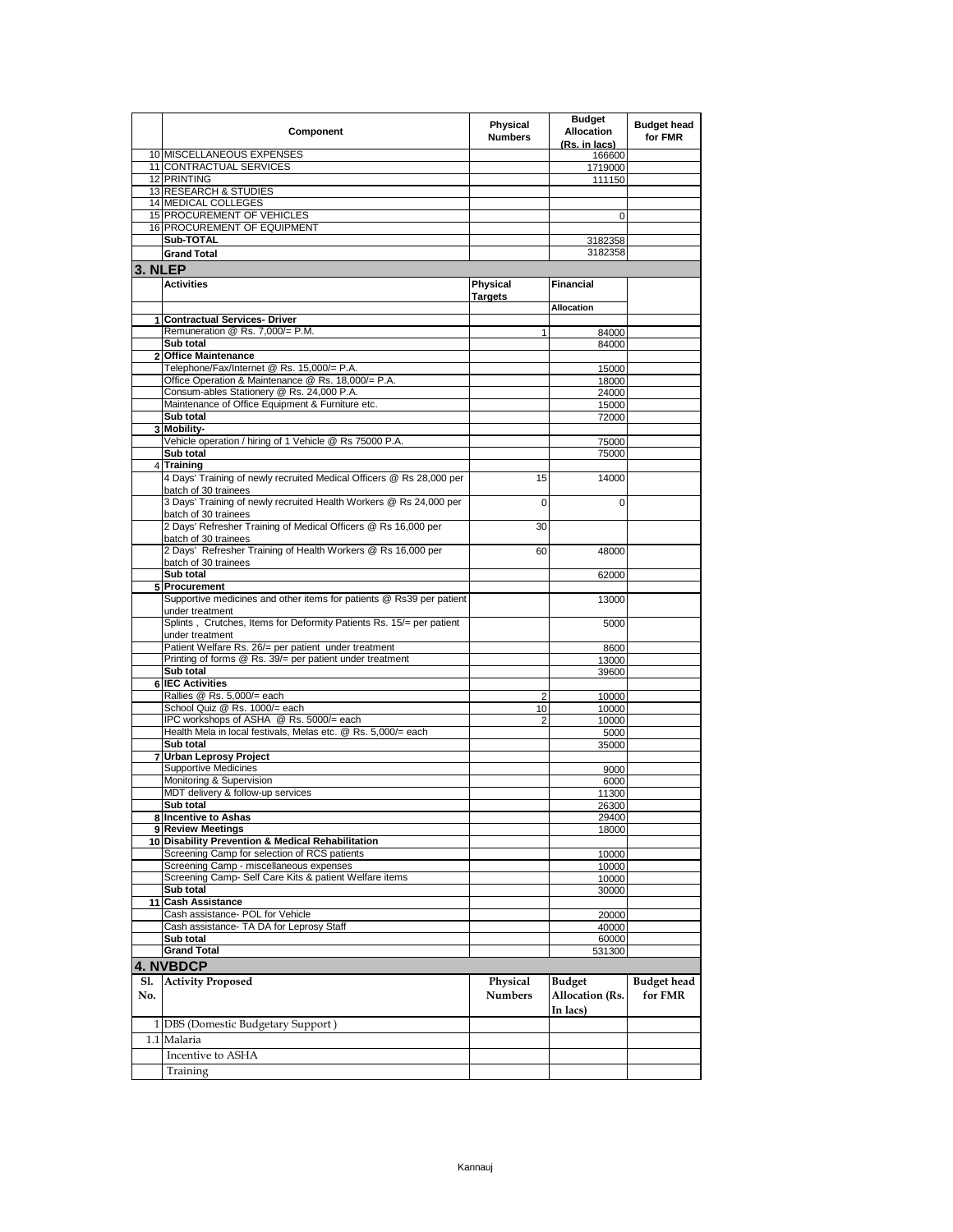| | Component | Physical Numbers | Budget Allocation (Rs. in lacs) | Budget head for FMR |
|---|---|---|---|---|
| 10 | MISCELLANEOUS EXPENSES | | 166600 | |
| 11 | CONTRACTUAL SERVICES | | 1719000 | |
| 12 | PRINTING | | 111150 | |
| 13 | RESEARCH & STUDIES | | | |
| 14 | MEDICAL COLLEGES | | | |
| 15 | PROCUREMENT OF VEHICLES | | 0 | |
| 16 | PROCUREMENT OF EQUIPMENT | | | |
| | **Sub-TOTAL** | | 3182358 | |
| | **Grand Total** | | 3182358 | |

## 3. NLEP

| | Activities | Physical Targets | Financial | |
|---|---|---|---|---|
| | | | **Allocation** | |
| **1** | **Contractual Services- Driver** | | | |
| | Remuneration @ Rs. 7,000/= P.M. | 1 | 84000 | |
| | **Sub total** | | 84000 | |
| **2** | **Office Maintenance** | | | |
| | Telephone/Fax/Internet @ Rs. 15,000/= P.A. | | 15000 | |
| | Office Operation & Maintenance @ Rs. 18,000/= P.A. | | 18000 | |
| | Consum-ables Stationery @ Rs. 24,000 P.A. | | 24000 | |
| | Maintenance of Office Equipment & Furniture etc. | | 15000 | |
| | **Sub total** | | 72000 | |
| **3** | **Mobility-** | | | |
| | Vehicle operation / hiring of 1 Vehicle @ Rs 75000 P.A. | | 75000 | |
| | **Sub total** | | 75000 | |
| 4 | **Training** | | | |
| | 4 Days' Training of newly recruited Medical Officers @ Rs 28,000 per batch of 30 trainees | 15 | 14000 | |
| | 3 Days' Training of newly recruited Health Workers @ Rs 24,000 per batch of 30 trainees | 0 | 0 | |
| | 2 Days' Refresher Training of Medical Officers @ Rs 16,000 per batch of 30 trainees | 30 | | |
| | 2 Days' Refresher Training of Health Workers @ Rs 16,000 per batch of 30 trainees | 60 | 48000 | |
| | **Sub total** | | 62000 | |
| **5** | **Procurement** | | | |
| | Supportive medicines and other items for patients @ Rs39 per patient under treatment | | 13000 | |
| | Splints , Crutches, Items for Deformity Patients Rs. 15/= per patient under treatment | | 5000 | |
| | Patient Welfare Rs. 26/= per patient under treatment | | 8600 | |
| | Printing of forms @ Rs. 39/= per patient under treatment | | 13000 | |
| | **Sub total** | | 39600 | |
| **6** | **IEC Activities** | | | |
| | Rallies @ Rs. 5,000/= each | 2 | 10000 | |
| | School Quiz @ Rs. 1000/= each | 10 | 10000 | |
| | IPC workshops of ASHA @ Rs. 5000/= each | 2 | 10000 | |
| | Health Mela in local festivals, Melas etc. @ Rs. 5,000/= each | | 5000 | |
| | **Sub total** | | 35000 | |
| **7** | **Urban Leprosy Project** | | | |
| | Supportive Medicines | | 9000 | |
| | Monitoring & Supervision | | 6000 | |
| | MDT delivery & follow-up services | | 11300 | |
| | **Sub total** | | 26300 | |
| **8** | **Incentive to Ashas** | | 29400 | |
| **9** | **Review Meetings** | | 18000 | |
| **10** | **Disability Prevention & Medical Rehabilitation** | | | |
| | Screening Camp for selection of RCS patients | | 10000 | |
| | Screening Camp - miscellaneous expenses | | 10000 | |
| | Screening Camp- Self Care Kits & patient Welfare items | | 10000 | |
| | **Sub total** | | 30000 | |
| **11** | **Cash Assistance** | | | |
| | Cash assistance- POL for Vehicle | | 20000 | |
| | Cash assistance- TA DA for Leprosy Staff | | 40000 | |
| | **Sub total** | | 60000 | |
| | **Grand Total** | | 531300 | |

## 4. NVBDCP

| Sl. No. | Activity Proposed | Physical Numbers | Budget Allocation (Rs. In lacs) | Budget head for FMR |
|---|---|---|---|---|
| 1 | DBS (Domestic Budgetary Support ) | | | |
| 1.1 | Malaria | | | |
| | Incentive to ASHA | | | |
| | Training | | | |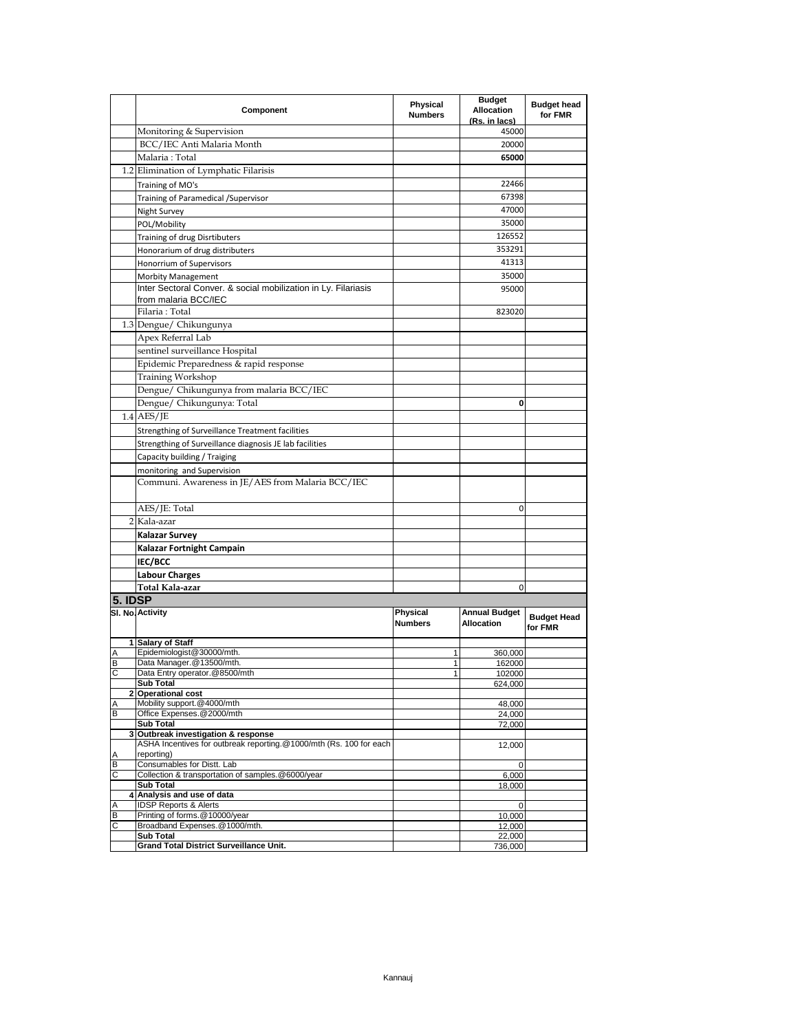| | Component | Physical Numbers | Budget Allocation (Rs. in lacs) | Budget head for FMR |
|---|---|---|---|---|
| | Monitoring & Supervision | | 45000 | |
| | BCC/IEC Anti Malaria Month | | 20000 | |
| | Malaria : Total | | **65000** | |
| 1.2 | Elimination of Lymphatic Filarisis | | | |
| | Training of MO's | | 22466 | |
| | Training of Paramedical /Supervisor | | 67398 | |
| | Night Survey | | 47000 | |
| | POL/Mobility | | 35000 | |
| | Training of drug Disrtibuters | | 126552 | |
| | Honorarium of drug distributers | | 353291 | |
| | Honorrium of Supervisors | | 41313 | |
| | Morbity Management | | 35000 | |
| | Inter Sectoral Conver. & social mobilization in Ly. Filariasis from malaria BCC/IEC | | 95000 | |
| | Filaria : Total | | 823020 | |
| 1.3 | Dengue/ Chikungunya | | | |
| | Apex Referral Lab | | | |
| | sentinel surveillance Hospital | | | |
| | Epidemic Preparedness & rapid response | | | |
| | Training Workshop | | | |
| | Dengue/ Chikungunya from malaria BCC/IEC | | | |
| | Dengue/ Chikungunya: Total | | **0** | |
| 1.4 | AES/JE | | | |
| | Strengthing of Surveillance Treatment facilities | | | |
| | Strengthing of Surveillance diagnosis JE lab facilities | | | |
| | Capacity building / Traiging | | | |
| | monitoring and Supervision | | | |
| | Communi. Awareness in JE/AES from Malaria BCC/IEC | | | |
| | AES/JE: Total | | 0 | |
| 2 | Kala-azar | | | |
| | **Kalazar Survey** | | | |
| | **Kalazar Fortnight Campain** | | | |
| | **IEC/BCC** | | | |
| | **Labour Charges** | | | |
| | **Total Kala-azar** | | 0 | |

## 5. IDSP

| Sl. No. | Activity | Physical Numbers | Annual Budget Allocation | Budget Head for FMR |
|---|---|---|---|---|
| 1 | **Salary of Staff** | | | |
| A | Epidemiologist@30000/mth. | 1 | 360,000 | |
| B | Data Manager.@13500/mth. | 1 | 162000 | |
| C | Data Entry operator.@8500/mth | 1 | 102000 | |
| | **Sub Total** | | 624,000 | |
| 2 | **Operational cost** | | | |
| A | Mobility support.@4000/mth | | 48,000 | |
| B | Office Expenses.@2000/mth | | 24,000 | |
| | **Sub Total** | | 72,000 | |
| 3 | **Outbreak investigation & response** | | | |
| A | ASHA Incentives for outbreak reporting.@1000/mth (Rs. 100 for each reporting) | | 12,000 | |
| B | Consumables for Distt. Lab | | 0 | |
| C | Collection & transportation of samples.@6000/year | | 6,000 | |
| | **Sub Total** | | 18,000 | |
| 4 | **Analysis and use of data** | | | |
| A | IDSP Reports & Alerts | | 0 | |
| B | Printing of forms.@10000/year | | 10,000 | |
| C | Broadband Expenses.@1000/mth. | | 12,000 | |
| | **Sub Total** | | 22,000 | |
| | **Grand Total District Surveillance Unit.** | | 736,000 | |